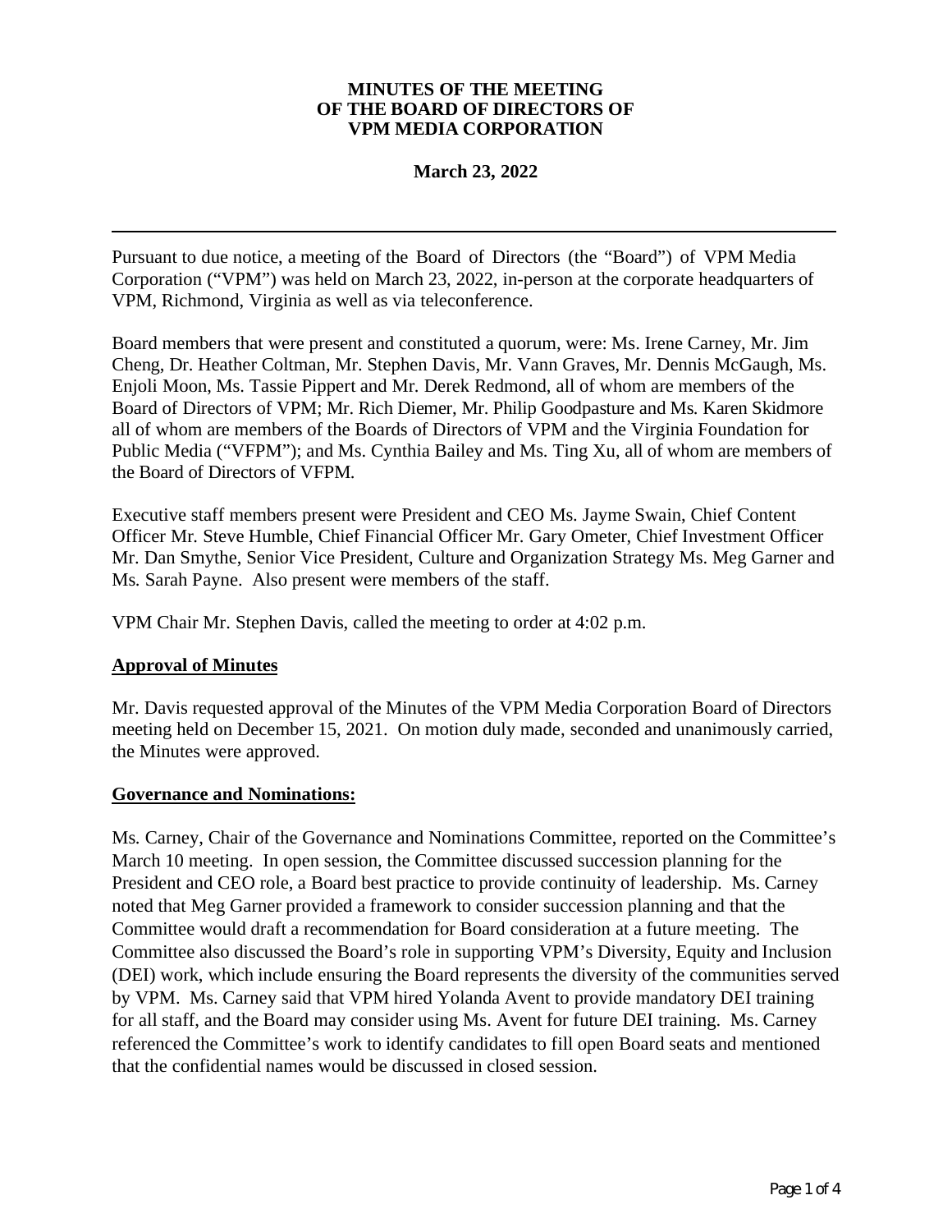# MINUTES OF THE MEETING OF THE BOARD OF DIRECTORS OF VPM MEDIA CORPORATION

**March 23, 2022**

---

Pursuant to due notice, a meeting of the Board of Directors (the "Board") of VPM Media Corporation ("VPM") was held on March 23, 2022, in-person at the corporate headquarters of VPM, Richmond, Virginia as well as via teleconference.

Board members that were present and constituted a quorum, were: Ms. Irene Carney, Mr. Jim Cheng, Dr. Heather Coltman, Mr. Stephen Davis, Mr. Vann Graves, Mr. Dennis McGaugh, Ms. Enjoli Moon, Ms. Tassie Pippert and Mr. Derek Redmond, all of whom are members of the Board of Directors of VPM; Mr. Rich Diemer, Mr. Philip Goodpasture and Ms. Karen Skidmore all of whom are members of the Boards of Directors of VPM and the Virginia Foundation for Public Media ("VFPM"); and Ms. Cynthia Bailey and Ms. Ting Xu, all of whom are members of the Board of Directors of VFPM.

Executive staff members present were President and CEO Ms. Jayme Swain, Chief Content Officer Mr. Steve Humble, Chief Financial Officer Mr. Gary Ometer, Chief Investment Officer Mr. Dan Smythe, Senior Vice President, Culture and Organization Strategy Ms. Meg Garner and Ms. Sarah Payne. Also present were members of the staff.

VPM Chair Mr. Stephen Davis, called the meeting to order at 4:02 p.m.

## Approval of Minutes

Mr. Davis requested approval of the Minutes of the VPM Media Corporation Board of Directors meeting held on December 15, 2021. On motion duly made, seconded and unanimously carried, the Minutes were approved.

## Governance and Nominations:

Ms. Carney, Chair of the Governance and Nominations Committee, reported on the Committee's March 10 meeting. In open session, the Committee discussed succession planning for the President and CEO role, a Board best practice to provide continuity of leadership. Ms. Carney noted that Meg Garner provided a framework to consider succession planning and that the Committee would draft a recommendation for Board consideration at a future meeting. The Committee also discussed the Board's role in supporting VPM's Diversity, Equity and Inclusion (DEI) work, which include ensuring the Board represents the diversity of the communities served by VPM. Ms. Carney said that VPM hired Yolanda Avent to provide mandatory DEI training for all staff, and the Board may consider using Ms. Avent for future DEI training. Ms. Carney referenced the Committee's work to identify candidates to fill open Board seats and mentioned that the confidential names would be discussed in closed session.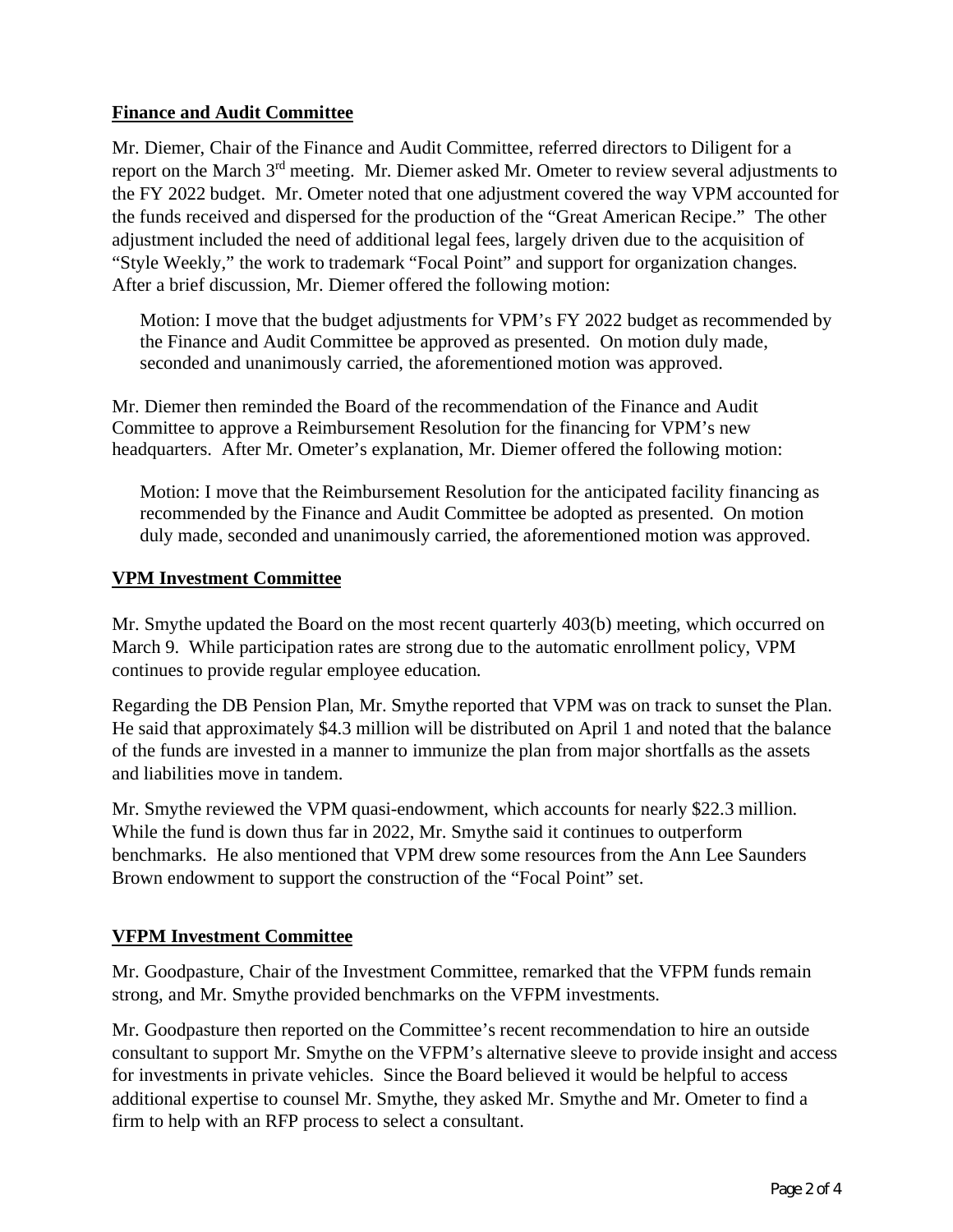## Finance and Audit Committee

Mr. Diemer, Chair of the Finance and Audit Committee, referred directors to Diligent for a report on the March 3rd meeting. Mr. Diemer asked Mr. Ometer to review several adjustments to the FY 2022 budget. Mr. Ometer noted that one adjustment covered the way VPM accounted for the funds received and dispersed for the production of the "Great American Recipe." The other adjustment included the need of additional legal fees, largely driven due to the acquisition of "Style Weekly," the work to trademark "Focal Point" and support for organization changes. After a brief discussion, Mr. Diemer offered the following motion:

> Motion: I move that the budget adjustments for VPM's FY 2022 budget as recommended by the Finance and Audit Committee be approved as presented. On motion duly made, seconded and unanimously carried, the aforementioned motion was approved.

Mr. Diemer then reminded the Board of the recommendation of the Finance and Audit Committee to approve a Reimbursement Resolution for the financing for VPM's new headquarters. After Mr. Ometer's explanation, Mr. Diemer offered the following motion:

> Motion: I move that the Reimbursement Resolution for the anticipated facility financing as recommended by the Finance and Audit Committee be adopted as presented. On motion duly made, seconded and unanimously carried, the aforementioned motion was approved.

## VPM Investment Committee

Mr. Smythe updated the Board on the most recent quarterly 403(b) meeting, which occurred on March 9. While participation rates are strong due to the automatic enrollment policy, VPM continues to provide regular employee education.

Regarding the DB Pension Plan, Mr. Smythe reported that VPM was on track to sunset the Plan. He said that approximately $4.3 million will be distributed on April 1 and noted that the balance of the funds are invested in a manner to immunize the plan from major shortfalls as the assets and liabilities move in tandem.

Mr. Smythe reviewed the VPM quasi-endowment, which accounts for nearly $22.3 million. While the fund is down thus far in 2022, Mr. Smythe said it continues to outperform benchmarks. He also mentioned that VPM drew some resources from the Ann Lee Saunders Brown endowment to support the construction of the "Focal Point" set.

## VFPM Investment Committee

Mr. Goodpasture, Chair of the Investment Committee, remarked that the VFPM funds remain strong, and Mr. Smythe provided benchmarks on the VFPM investments.

Mr. Goodpasture then reported on the Committee's recent recommendation to hire an outside consultant to support Mr. Smythe on the VFPM's alternative sleeve to provide insight and access for investments in private vehicles. Since the Board believed it would be helpful to access additional expertise to counsel Mr. Smythe, they asked Mr. Smythe and Mr. Ometer to find a firm to help with an RFP process to select a consultant.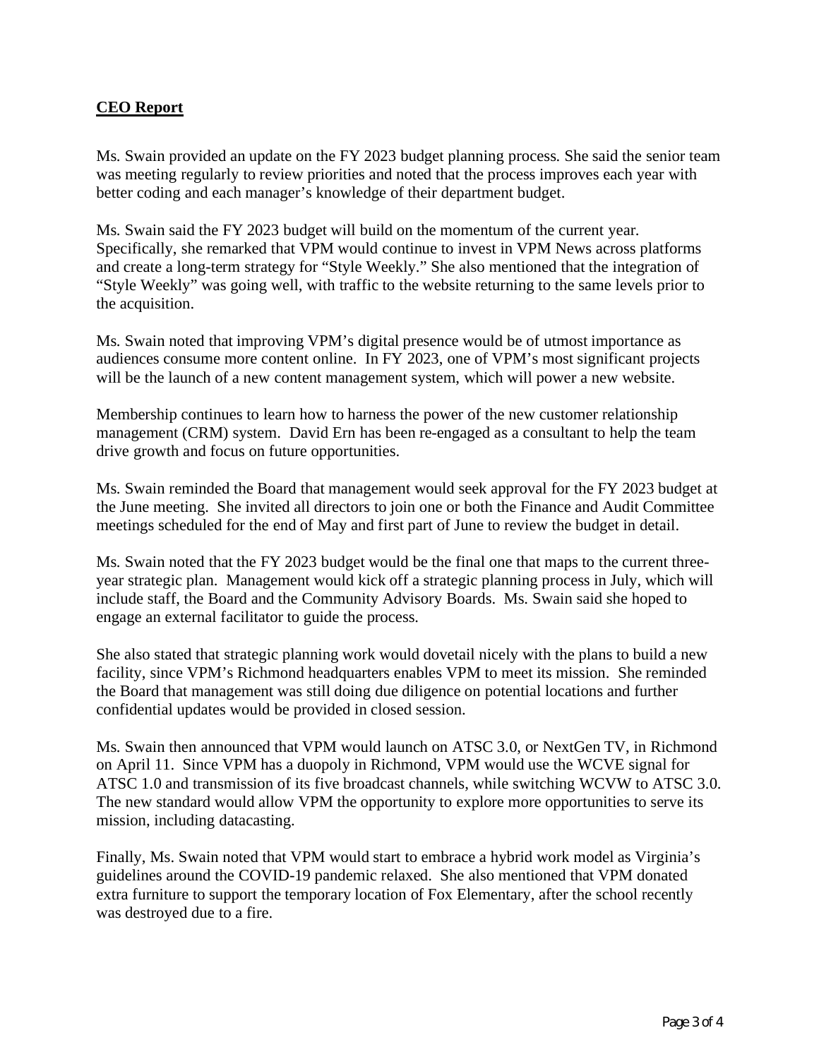## **CEO Report**

Ms. Swain provided an update on the FY 2023 budget planning process. She said the senior team was meeting regularly to review priorities and noted that the process improves each year with better coding and each manager's knowledge of their department budget.

Ms. Swain said the FY 2023 budget will build on the momentum of the current year. Specifically, she remarked that VPM would continue to invest in VPM News across platforms and create a long-term strategy for "Style Weekly." She also mentioned that the integration of "Style Weekly" was going well, with traffic to the website returning to the same levels prior to the acquisition.

Ms. Swain noted that improving VPM's digital presence would be of utmost importance as audiences consume more content online. In FY 2023, one of VPM's most significant projects will be the launch of a new content management system, which will power a new website.

Membership continues to learn how to harness the power of the new customer relationship management (CRM) system. David Ern has been re-engaged as a consultant to help the team drive growth and focus on future opportunities.

Ms. Swain reminded the Board that management would seek approval for the FY 2023 budget at the June meeting. She invited all directors to join one or both the Finance and Audit Committee meetings scheduled for the end of May and first part of June to review the budget in detail.

Ms. Swain noted that the FY 2023 budget would be the final one that maps to the current three-year strategic plan. Management would kick off a strategic planning process in July, which will include staff, the Board and the Community Advisory Boards. Ms. Swain said she hoped to engage an external facilitator to guide the process.

She also stated that strategic planning work would dovetail nicely with the plans to build a new facility, since VPM's Richmond headquarters enables VPM to meet its mission. She reminded the Board that management was still doing due diligence on potential locations and further confidential updates would be provided in closed session.

Ms. Swain then announced that VPM would launch on ATSC 3.0, or NextGen TV, in Richmond on April 11. Since VPM has a duopoly in Richmond, VPM would use the WCVE signal for ATSC 1.0 and transmission of its five broadcast channels, while switching WCVW to ATSC 3.0. The new standard would allow VPM the opportunity to explore more opportunities to serve its mission, including datacasting.

Finally, Ms. Swain noted that VPM would start to embrace a hybrid work model as Virginia's guidelines around the COVID-19 pandemic relaxed. She also mentioned that VPM donated extra furniture to support the temporary location of Fox Elementary, after the school recently was destroyed due to a fire.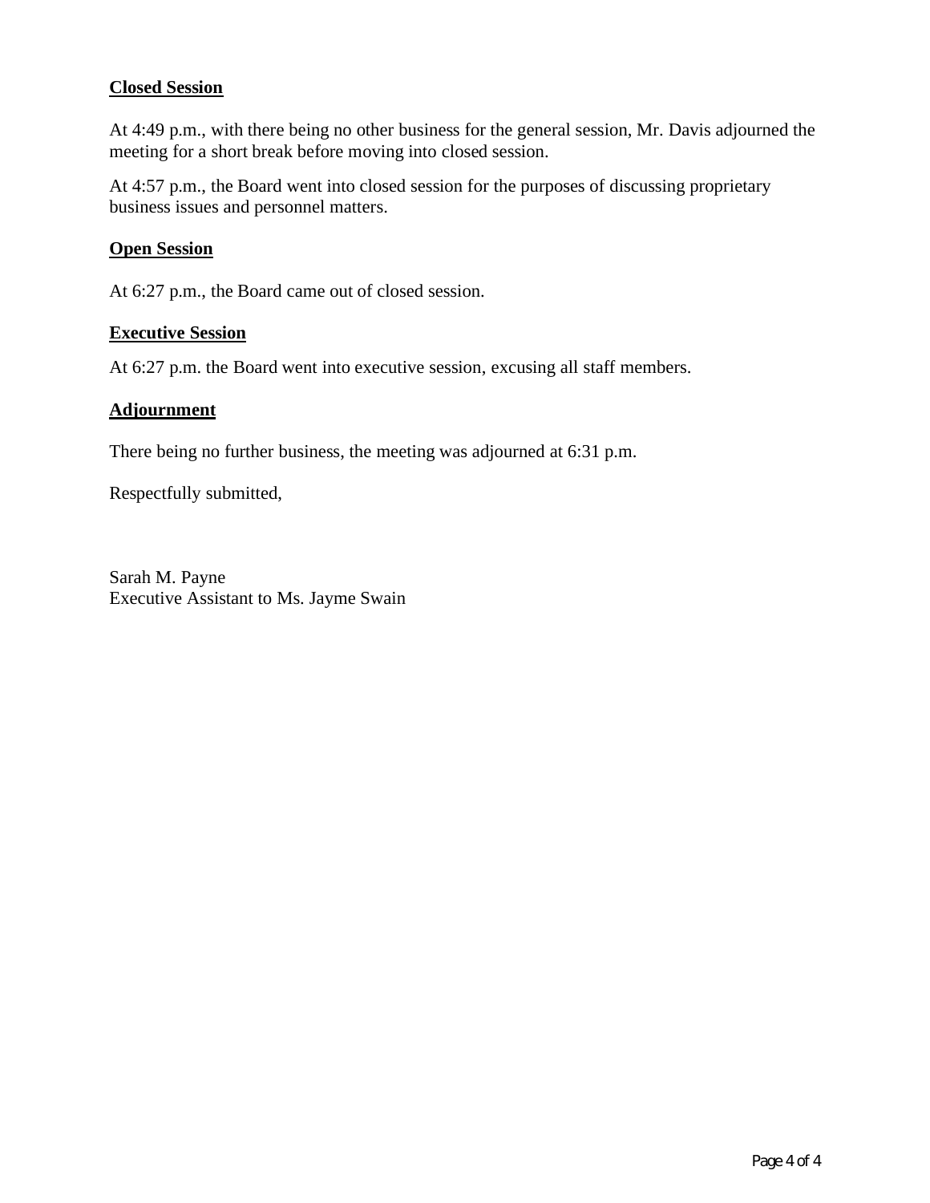**Closed Session**

At 4:49 p.m., with there being no other business for the general session, Mr. Davis adjourned the meeting for a short break before moving into closed session.

At 4:57 p.m., the Board went into closed session for the purposes of discussing proprietary business issues and personnel matters.

**Open Session**

At 6:27 p.m., the Board came out of closed session.

**Executive Session**

At 6:27 p.m. the Board went into executive session, excusing all staff members.

**Adjournment**

There being no further business, the meeting was adjourned at 6:31 p.m.

Respectfully submitted,

Sarah M. Payne
Executive Assistant to Ms. Jayme Swain